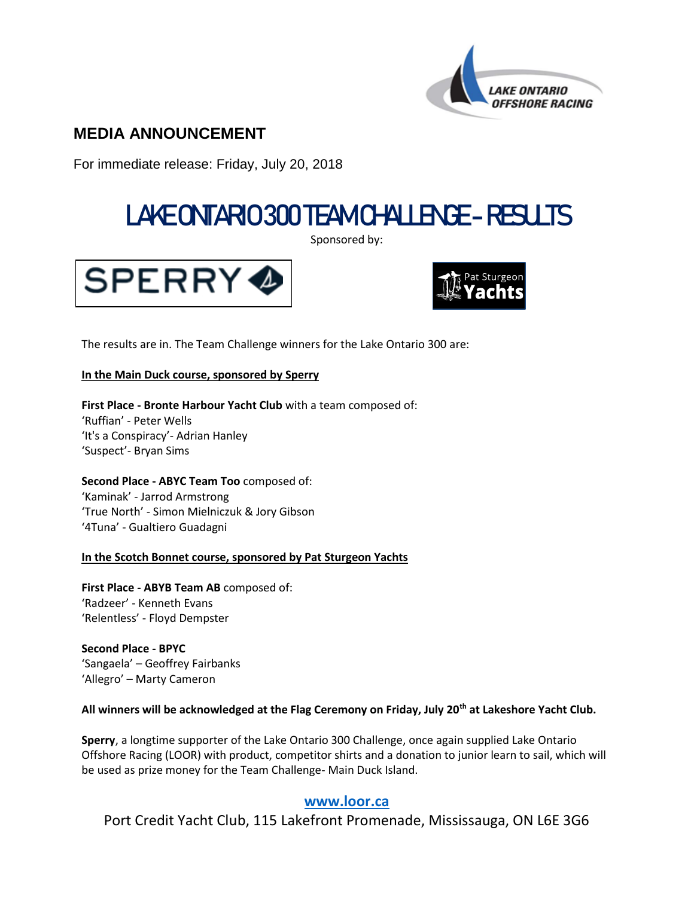## MEDIA ANNOUNCEMENT

For immediate release: Friday, July 20, 2018

# LAKE ONTARIO 300 TEAM CHALLENGE – RESULTS

Sponsored by:

The results are in. The Team Challenge winners for the Lake Ontario 300 are:

**In the Main Duck course, sponsored by Sperry**

**First Place - Bronte Harbour Yacht Club** with a team composed of:
'Ruffian' - Peter Wells
'It's a Conspiracy'- Adrian Hanley
'Suspect'- Bryan Sims

**Second Place - ABYC Team Too** composed of:
'Kaminak' - Jarrod Armstrong
'True North' - Simon Mielniczuk & Jory Gibson
'4Tuna' - Gualtiero Guadagni

**In the Scotch Bonnet course, sponsored by Pat Sturgeon Yachts**

**First Place - ABYB Team AB** composed of:
'Radzeer' - Kenneth Evans
'Relentless' - Floyd Dempster

**Second Place - BPYC**
'Sangaela' – Geoffrey Fairbanks
'Allegro' – Marty Cameron

**All winners will be acknowledged at the Flag Ceremony on Friday, July 20th at Lakeshore Yacht Club.**

**Sperry**, a longtime supporter of the Lake Ontario 300 Challenge, once again supplied Lake Ontario Offshore Racing (LOOR) with product, competitor shirts and a donation to junior learn to sail, which will be used as prize money for the Team Challenge- Main Duck Island.

www.loor.ca

Port Credit Yacht Club, 115 Lakefront Promenade, Mississauga, ON L6E 3G6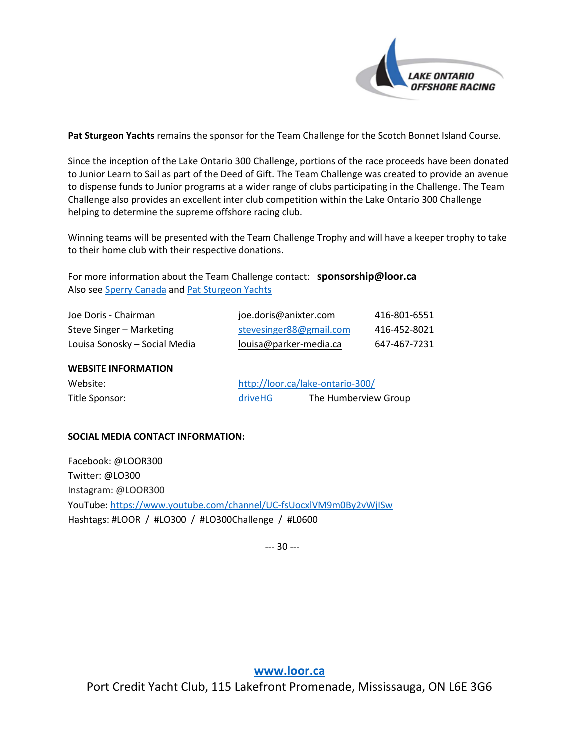**Pat Sturgeon Yachts** remains the sponsor for the Team Challenge for the Scotch Bonnet Island Course.

Since the inception of the Lake Ontario 300 Challenge, portions of the race proceeds have been donated to Junior Learn to Sail as part of the Deed of Gift. The Team Challenge was created to provide an avenue to dispense funds to Junior programs at a wider range of clubs participating in the Challenge. The Team Challenge also provides an excellent inter club competition within the Lake Ontario 300 Challenge helping to determine the supreme offshore racing club.

Winning teams will be presented with the Team Challenge Trophy and will have a keeper trophy to take to their home club with their respective donations.

For more information about the Team Challenge contact: **sponsorship@loor.ca**
Also see Sperry Canada and Pat Sturgeon Yachts

| | | |
|---|---|---|
| Joe Doris - Chairman | joe.doris@anixter.com | 416-801-6551 |
| Steve Singer – Marketing | stevesinger88@gmail.com | 416-452-8021 |
| Louisa Sonosky – Social Media | louisa@parker-media.ca | 647-467-7231 |

**WEBSITE INFORMATION**

| | | |
|---|---|---|
| Website: | http://loor.ca/lake-ontario-300/ | |
| Title Sponsor: | driveHG | The Humberview Group |

**SOCIAL MEDIA CONTACT INFORMATION:**

Facebook: @LOOR300
Twitter: @LO300
Instagram: @LOOR300
YouTube: https://www.youtube.com/channel/UC-fsUocxlVM9m0By2vWjISw
Hashtags: #LOOR / #LO300 / #LO300Challenge / #L0600

--- 30 ---

**www.loor.ca**
Port Credit Yacht Club, 115 Lakefront Promenade, Mississauga, ON L6E 3G6